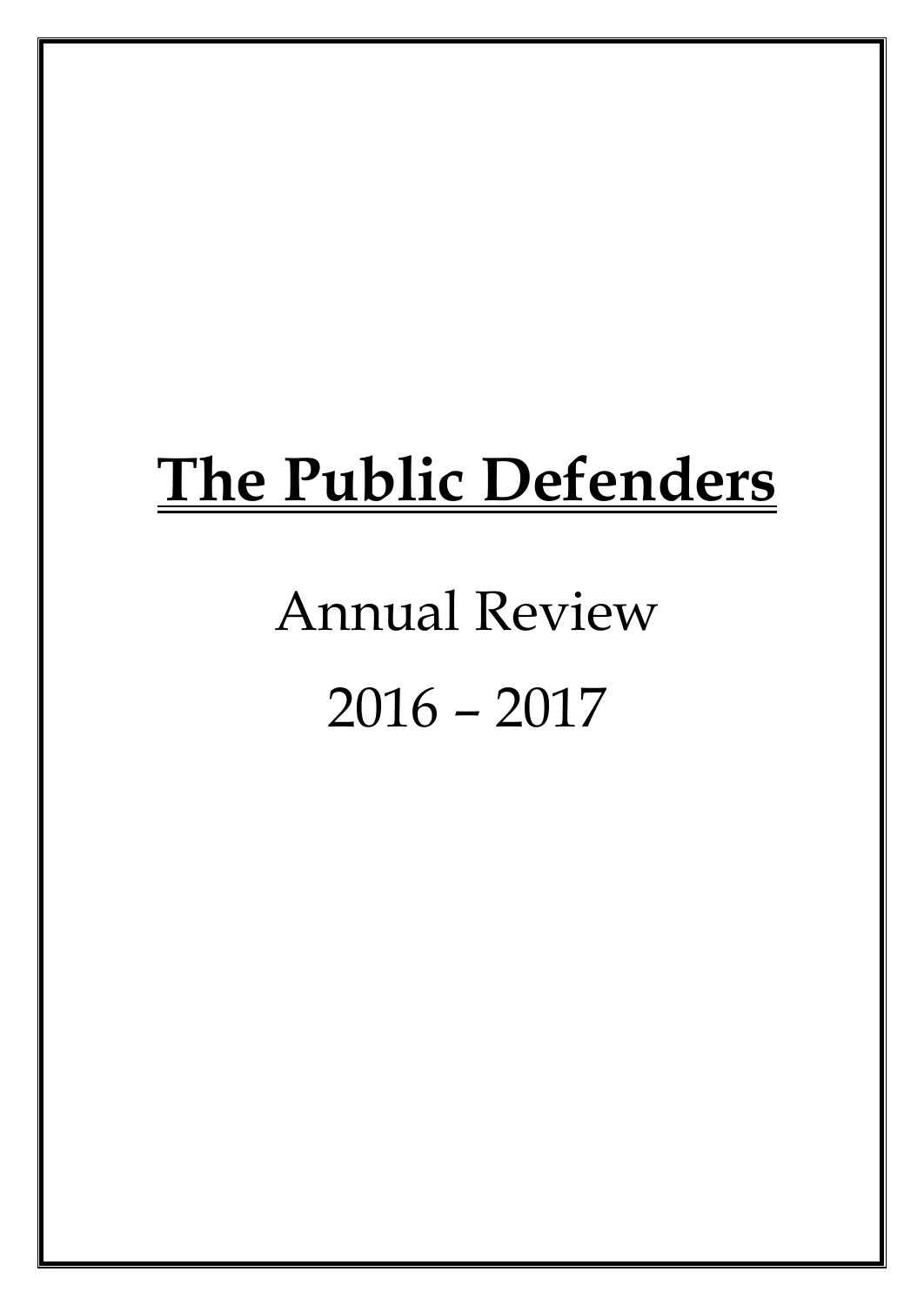# The Public Defenders

Annual Review

2016 – 2017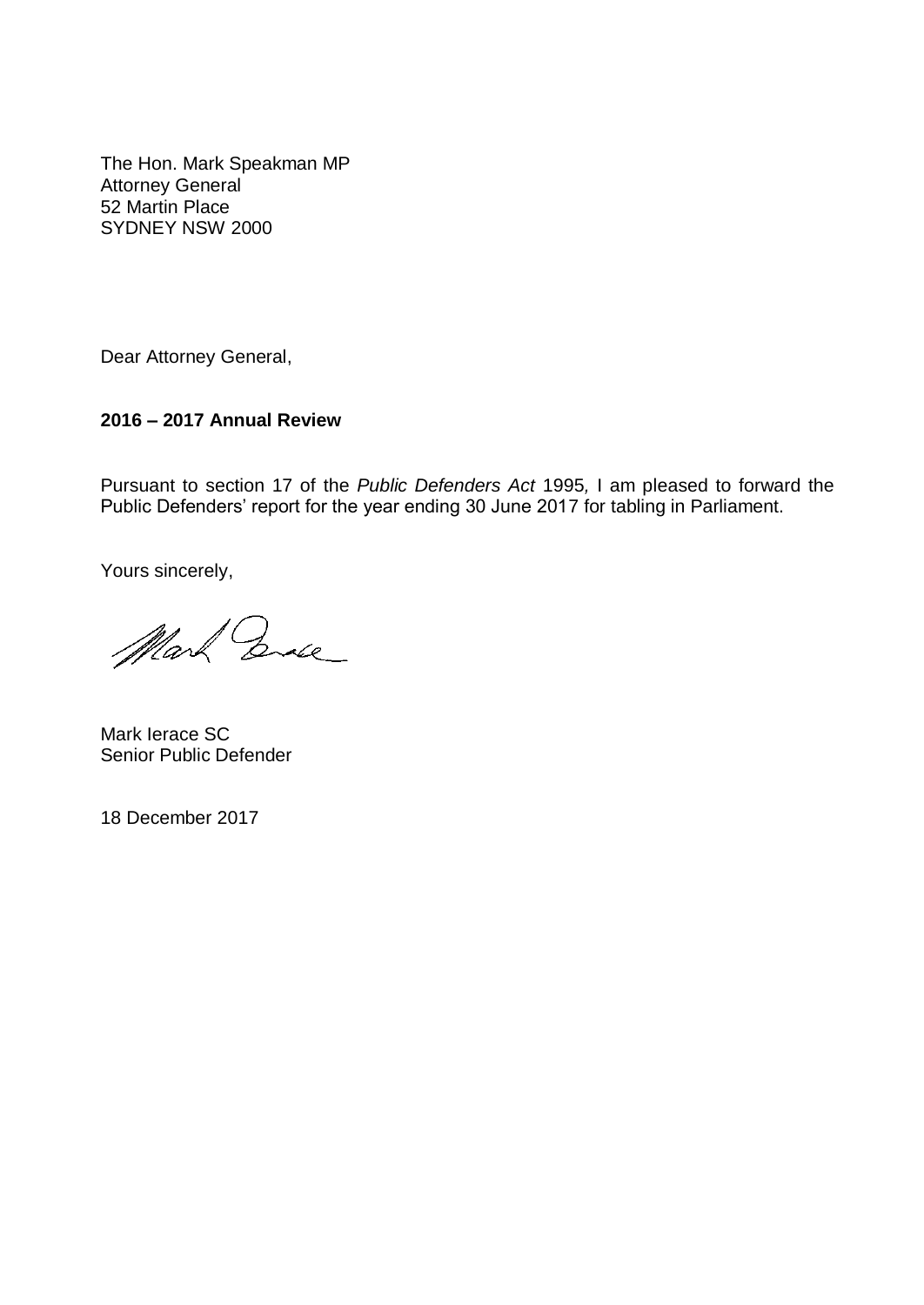The Hon. Mark Speakman MP
Attorney General
52 Martin Place
SYDNEY NSW 2000

Dear Attorney General,

**2016 – 2017 Annual Review**

Pursuant to section 17 of the *Public Defenders Act* 1995*,* I am pleased to forward the Public Defenders' report for the year ending 30 June 2017 for tabling in Parliament.

Yours sincerely,

Mark Ierace SC
Senior Public Defender

18 December 2017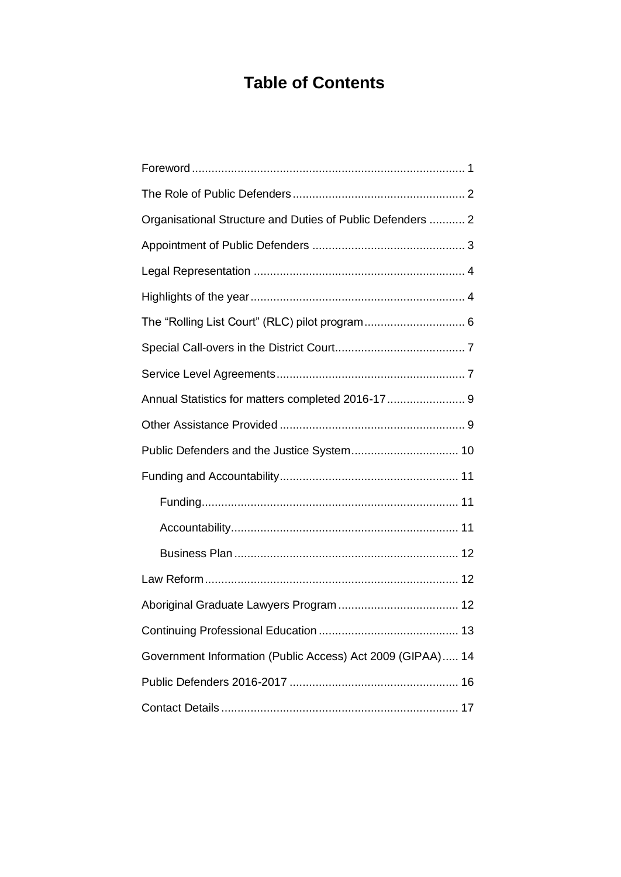# Table of Contents

Foreword ........ 1

The Role of Public Defenders ........ 2

Organisational Structure and Duties of Public Defenders ........ 2

Appointment of Public Defenders ........ 3

Legal Representation ........ 4

Highlights of the year ........ 4

The "Rolling List Court" (RLC) pilot program ........ 6

Special Call-overs in the District Court ........ 7

Service Level Agreements ........ 7

Annual Statistics for matters completed 2016-17 ........ 9

Other Assistance Provided ........ 9

Public Defenders and the Justice System ........ 10

Funding and Accountability ........ 11

- Funding ........ 11
- Accountability ........ 11
- Business Plan ........ 12

Law Reform ........ 12

Aboriginal Graduate Lawyers Program ........ 12

Continuing Professional Education ........ 13

Government Information (Public Access) Act 2009 (GIPAA) ........ 14

Public Defenders 2016-2017 ........ 16

Contact Details ........ 17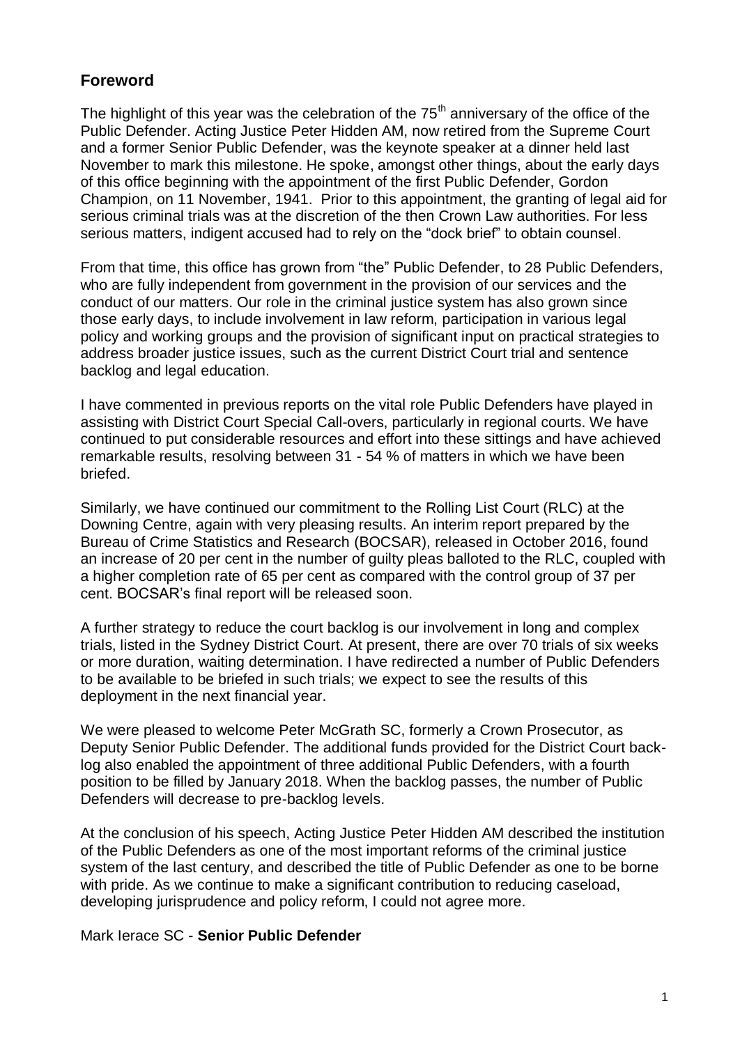## Foreword

The highlight of this year was the celebration of the 75th anniversary of the office of the Public Defender. Acting Justice Peter Hidden AM, now retired from the Supreme Court and a former Senior Public Defender, was the keynote speaker at a dinner held last November to mark this milestone. He spoke, amongst other things, about the early days of this office beginning with the appointment of the first Public Defender, Gordon Champion, on 11 November, 1941. Prior to this appointment, the granting of legal aid for serious criminal trials was at the discretion of the then Crown Law authorities. For less serious matters, indigent accused had to rely on the "dock brief" to obtain counsel.

From that time, this office has grown from "the" Public Defender, to 28 Public Defenders, who are fully independent from government in the provision of our services and the conduct of our matters. Our role in the criminal justice system has also grown since those early days, to include involvement in law reform, participation in various legal policy and working groups and the provision of significant input on practical strategies to address broader justice issues, such as the current District Court trial and sentence backlog and legal education.

I have commented in previous reports on the vital role Public Defenders have played in assisting with District Court Special Call-overs, particularly in regional courts. We have continued to put considerable resources and effort into these sittings and have achieved remarkable results, resolving between 31 - 54 % of matters in which we have been briefed.

Similarly, we have continued our commitment to the Rolling List Court (RLC) at the Downing Centre, again with very pleasing results. An interim report prepared by the Bureau of Crime Statistics and Research (BOCSAR), released in October 2016, found an increase of 20 per cent in the number of guilty pleas balloted to the RLC, coupled with a higher completion rate of 65 per cent as compared with the control group of 37 per cent. BOCSAR's final report will be released soon.

A further strategy to reduce the court backlog is our involvement in long and complex trials, listed in the Sydney District Court. At present, there are over 70 trials of six weeks or more duration, waiting determination. I have redirected a number of Public Defenders to be available to be briefed in such trials; we expect to see the results of this deployment in the next financial year.

We were pleased to welcome Peter McGrath SC, formerly a Crown Prosecutor, as Deputy Senior Public Defender. The additional funds provided for the District Court back-log also enabled the appointment of three additional Public Defenders, with a fourth position to be filled by January 2018. When the backlog passes, the number of Public Defenders will decrease to pre-backlog levels.

At the conclusion of his speech, Acting Justice Peter Hidden AM described the institution of the Public Defenders as one of the most important reforms of the criminal justice system of the last century, and described the title of Public Defender as one to be borne with pride. As we continue to make a significant contribution to reducing caseload, developing jurisprudence and policy reform, I could not agree more.

Mark Ierace SC - **Senior Public Defender**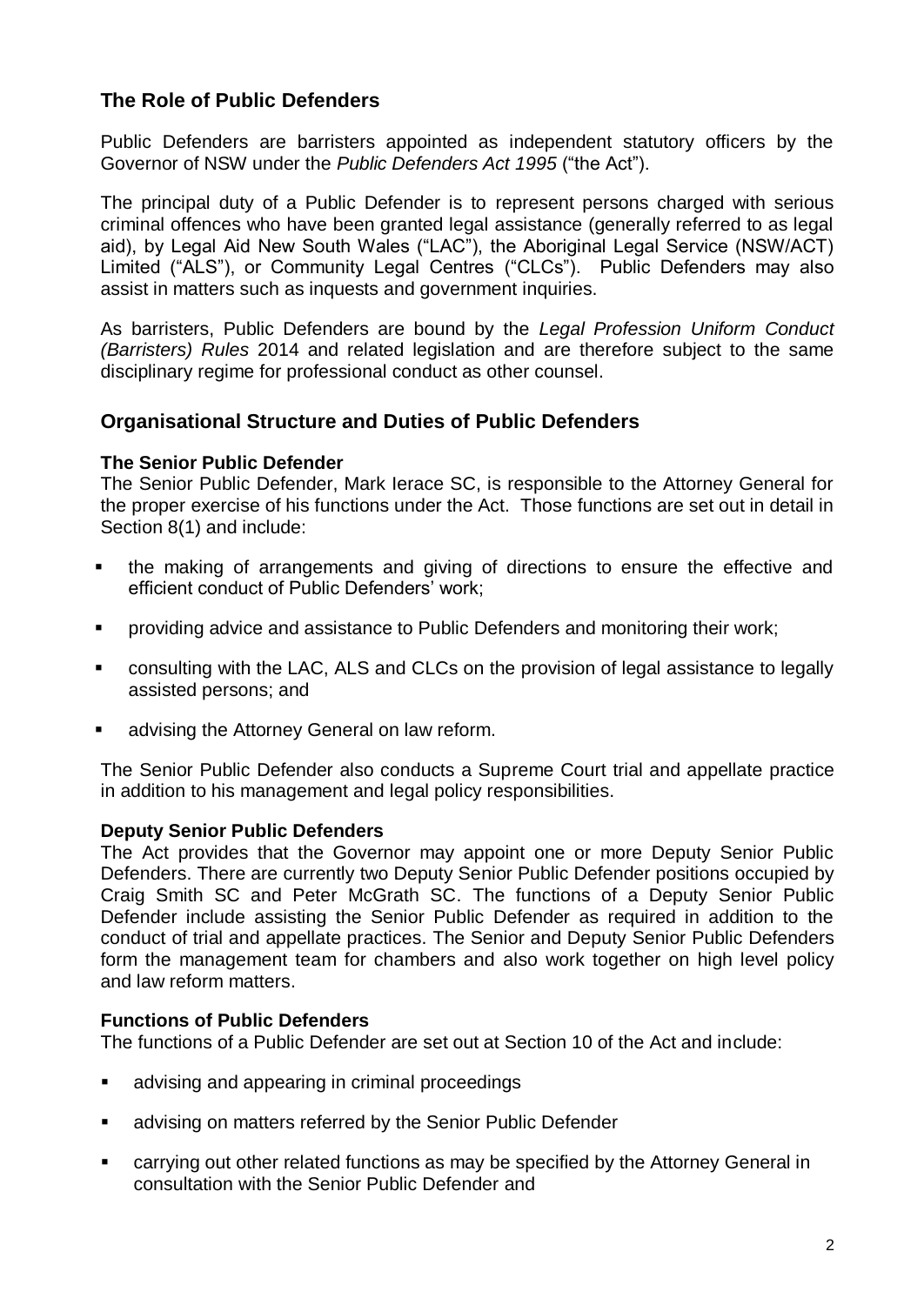## The Role of Public Defenders

Public Defenders are barristers appointed as independent statutory officers by the Governor of NSW under the *Public Defenders Act 1995* ("the Act").

The principal duty of a Public Defender is to represent persons charged with serious criminal offences who have been granted legal assistance (generally referred to as legal aid), by Legal Aid New South Wales ("LAC"), the Aboriginal Legal Service (NSW/ACT) Limited ("ALS"), or Community Legal Centres ("CLCs"). Public Defenders may also assist in matters such as inquests and government inquiries.

As barristers, Public Defenders are bound by the *Legal Profession Uniform Conduct (Barristers) Rules* 2014 and related legislation and are therefore subject to the same disciplinary regime for professional conduct as other counsel.

## Organisational Structure and Duties of Public Defenders

### The Senior Public Defender

The Senior Public Defender, Mark Ierace SC, is responsible to the Attorney General for the proper exercise of his functions under the Act. Those functions are set out in detail in Section 8(1) and include:

- the making of arrangements and giving of directions to ensure the effective and efficient conduct of Public Defenders' work;
- providing advice and assistance to Public Defenders and monitoring their work;
- consulting with the LAC, ALS and CLCs on the provision of legal assistance to legally assisted persons; and
- advising the Attorney General on law reform.

The Senior Public Defender also conducts a Supreme Court trial and appellate practice in addition to his management and legal policy responsibilities.

### Deputy Senior Public Defenders

The Act provides that the Governor may appoint one or more Deputy Senior Public Defenders. There are currently two Deputy Senior Public Defender positions occupied by Craig Smith SC and Peter McGrath SC. The functions of a Deputy Senior Public Defender include assisting the Senior Public Defender as required in addition to the conduct of trial and appellate practices. The Senior and Deputy Senior Public Defenders form the management team for chambers and also work together on high level policy and law reform matters.

### Functions of Public Defenders

The functions of a Public Defender are set out at Section 10 of the Act and include:

- advising and appearing in criminal proceedings
- advising on matters referred by the Senior Public Defender
- carrying out other related functions as may be specified by the Attorney General in consultation with the Senior Public Defender and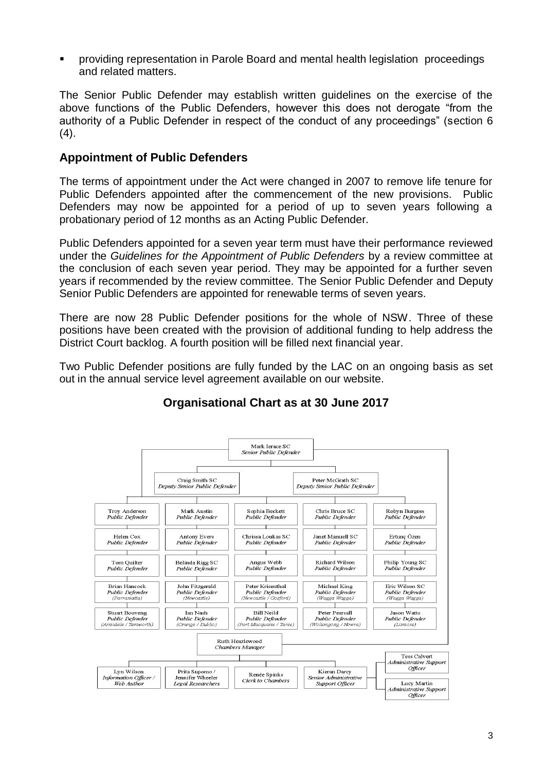- providing representation in Parole Board and mental health legislation proceedings and related matters.

The Senior Public Defender may establish written guidelines on the exercise of the above functions of the Public Defenders, however this does not derogate "from the authority of a Public Defender in respect of the conduct of any proceedings" (section 6 (4).

## Appointment of Public Defenders

The terms of appointment under the Act were changed in 2007 to remove life tenure for Public Defenders appointed after the commencement of the new provisions. Public Defenders may now be appointed for a period of up to seven years following a probationary period of 12 months as an Acting Public Defender.

Public Defenders appointed for a seven year term must have their performance reviewed under the *Guidelines for the Appointment of Public Defenders* by a review committee at the conclusion of each seven year period. They may be appointed for a further seven years if recommended by the review committee. The Senior Public Defender and Deputy Senior Public Defenders are appointed for renewable terms of seven years.

There are now 28 Public Defender positions for the whole of NSW. Three of these positions have been created with the provision of additional funding to help address the District Court backlog. A fourth position will be filled next financial year.

Two Public Defender positions are fully funded by the LAC on an ongoing basis as set out in the annual service level agreement available on our website.

## Organisational Chart as at 30 June 2017

Mark Ierace SC
*Senior Public Defender*

Craig Smith SC
*Deputy Senior Public Defender*

Peter McGrath SC
*Deputy Senior Public Defender*

| | | | | |
|---|---|---|---|---|
| Troy Anderson *Public Defender* | Mark Austin *Public Defender* | Sophia Beckett *Public Defender* | Chris Bruce SC *Public Defender* | Robyn Burgess *Public Defender* |
| Helen Cox *Public Defender* | Antony Evers *Public Defender* | Chrissa Loukas SC *Public Defender* | Janet Manuell SC *Public Defender* | Ertunç Özen *Public Defender* |
| Tom Quilter *Public Defender* | Belinda Rigg SC *Public Defender* | Angus Webb *Public Defender* | Richard Wilson *Public Defender* | Philip Young SC *Public Defender* |
| Brian Hancock *Public Defender* *(Parramatta)* | John Fitzgerald *Public Defender* *(Newcastle)* | Peter Krisenthal *Public Defender* *(Newcastle / Gosford)* | Michael King *Public Defender* *(Wagga Wagga)* | Eric Wilson SC *Public Defender* *(Wagga Wagga)* |
| Stuart Bouveng *Public Defender* *(Armidale / Tamworth)* | Ian Nash *Public Defender* *(Orange / Dubbo)* | Bill Neild *Public Defender* *(Port Macquarie / Taree)* | Peter Pearsall *Public Defender* *(Wollongong / Nowra)* | Jason Watts *Public Defender* *(Lismore)* |

Ruth Heazlewood
*Chambers Manager*

- Lyn Wilson *Information Officer / Web Author*
- Prita Supomo / Jennifer Wheeler *Legal Researchers*
- Renée Spinks *Clerk to Chambers*
- Kieran Darcy *Senior Administrative Support Officer*
  - Tess Calvert *Administrative Support Officer*
  - Lucy Martin *Administrative Support Officer*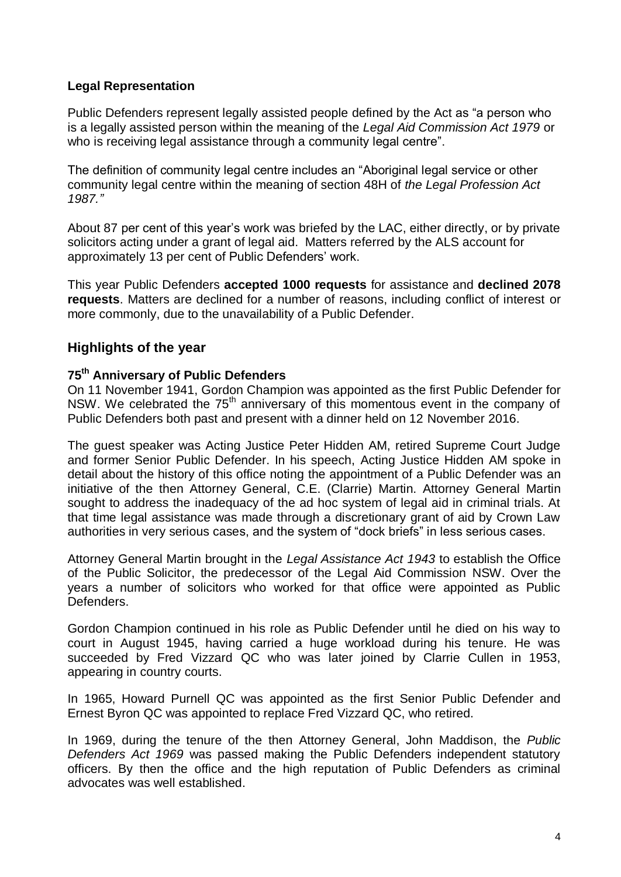### Legal Representation

Public Defenders represent legally assisted people defined by the Act as "a person who is a legally assisted person within the meaning of the *Legal Aid Commission Act 1979* or who is receiving legal assistance through a community legal centre".

The definition of community legal centre includes an "Aboriginal legal service or other community legal centre within the meaning of section 48H of *the Legal Profession Act 1987."*

About 87 per cent of this year's work was briefed by the LAC, either directly, or by private solicitors acting under a grant of legal aid. Matters referred by the ALS account for approximately 13 per cent of Public Defenders' work.

This year Public Defenders **accepted 1000 requests** for assistance and **declined 2078 requests**. Matters are declined for a number of reasons, including conflict of interest or more commonly, due to the unavailability of a Public Defender.

## Highlights of the year

### 75th Anniversary of Public Defenders

On 11 November 1941, Gordon Champion was appointed as the first Public Defender for NSW. We celebrated the 75th anniversary of this momentous event in the company of Public Defenders both past and present with a dinner held on 12 November 2016.

The guest speaker was Acting Justice Peter Hidden AM, retired Supreme Court Judge and former Senior Public Defender. In his speech, Acting Justice Hidden AM spoke in detail about the history of this office noting the appointment of a Public Defender was an initiative of the then Attorney General, C.E. (Clarrie) Martin. Attorney General Martin sought to address the inadequacy of the ad hoc system of legal aid in criminal trials. At that time legal assistance was made through a discretionary grant of aid by Crown Law authorities in very serious cases, and the system of "dock briefs" in less serious cases.

Attorney General Martin brought in the *Legal Assistance Act 1943* to establish the Office of the Public Solicitor, the predecessor of the Legal Aid Commission NSW. Over the years a number of solicitors who worked for that office were appointed as Public Defenders.

Gordon Champion continued in his role as Public Defender until he died on his way to court in August 1945, having carried a huge workload during his tenure. He was succeeded by Fred Vizzard QC who was later joined by Clarrie Cullen in 1953, appearing in country courts.

In 1965, Howard Purnell QC was appointed as the first Senior Public Defender and Ernest Byron QC was appointed to replace Fred Vizzard QC, who retired.

In 1969, during the tenure of the then Attorney General, John Maddison, the *Public Defenders Act 1969* was passed making the Public Defenders independent statutory officers. By then the office and the high reputation of Public Defenders as criminal advocates was well established.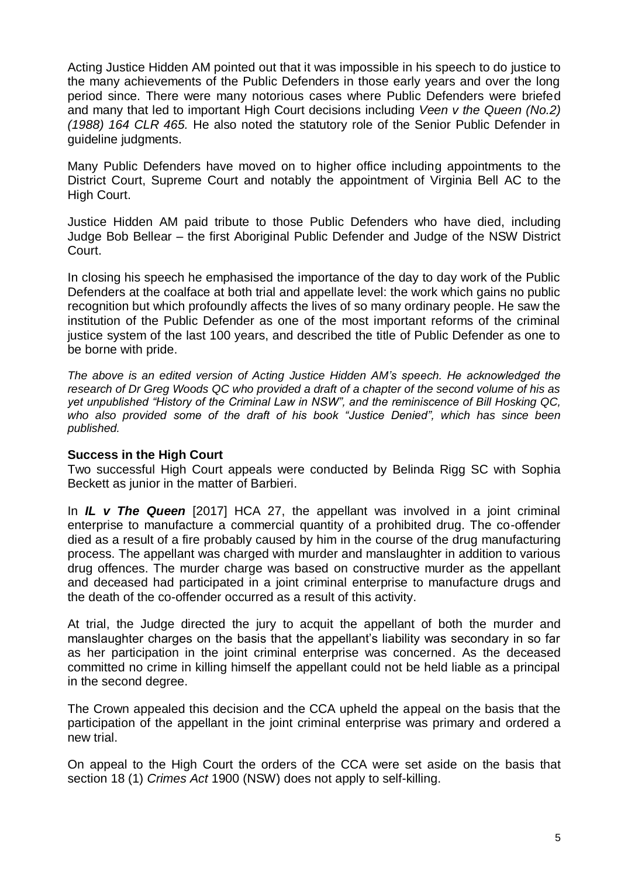Acting Justice Hidden AM pointed out that it was impossible in his speech to do justice to the many achievements of the Public Defenders in those early years and over the long period since. There were many notorious cases where Public Defenders were briefed and many that led to important High Court decisions including *Veen v the Queen (No.2) (1988) 164 CLR 465.* He also noted the statutory role of the Senior Public Defender in guideline judgments.

Many Public Defenders have moved on to higher office including appointments to the District Court, Supreme Court and notably the appointment of Virginia Bell AC to the High Court.

Justice Hidden AM paid tribute to those Public Defenders who have died, including Judge Bob Bellear – the first Aboriginal Public Defender and Judge of the NSW District Court.

In closing his speech he emphasised the importance of the day to day work of the Public Defenders at the coalface at both trial and appellate level: the work which gains no public recognition but which profoundly affects the lives of so many ordinary people. He saw the institution of the Public Defender as one of the most important reforms of the criminal justice system of the last 100 years, and described the title of Public Defender as one to be borne with pride.

*The above is an edited version of Acting Justice Hidden AM's speech. He acknowledged the research of Dr Greg Woods QC who provided a draft of a chapter of the second volume of his as yet unpublished "History of the Criminal Law in NSW", and the reminiscence of Bill Hosking QC, who also provided some of the draft of his book "Justice Denied", which has since been published.*

### Success in the High Court

Two successful High Court appeals were conducted by Belinda Rigg SC with Sophia Beckett as junior in the matter of Barbieri.

In ***IL v The Queen*** [2017] HCA 27, the appellant was involved in a joint criminal enterprise to manufacture a commercial quantity of a prohibited drug. The co-offender died as a result of a fire probably caused by him in the course of the drug manufacturing process. The appellant was charged with murder and manslaughter in addition to various drug offences. The murder charge was based on constructive murder as the appellant and deceased had participated in a joint criminal enterprise to manufacture drugs and the death of the co-offender occurred as a result of this activity.

At trial, the Judge directed the jury to acquit the appellant of both the murder and manslaughter charges on the basis that the appellant's liability was secondary in so far as her participation in the joint criminal enterprise was concerned. As the deceased committed no crime in killing himself the appellant could not be held liable as a principal in the second degree.

The Crown appealed this decision and the CCA upheld the appeal on the basis that the participation of the appellant in the joint criminal enterprise was primary and ordered a new trial.

On appeal to the High Court the orders of the CCA were set aside on the basis that section 18 (1) *Crimes Act* 1900 (NSW) does not apply to self-killing.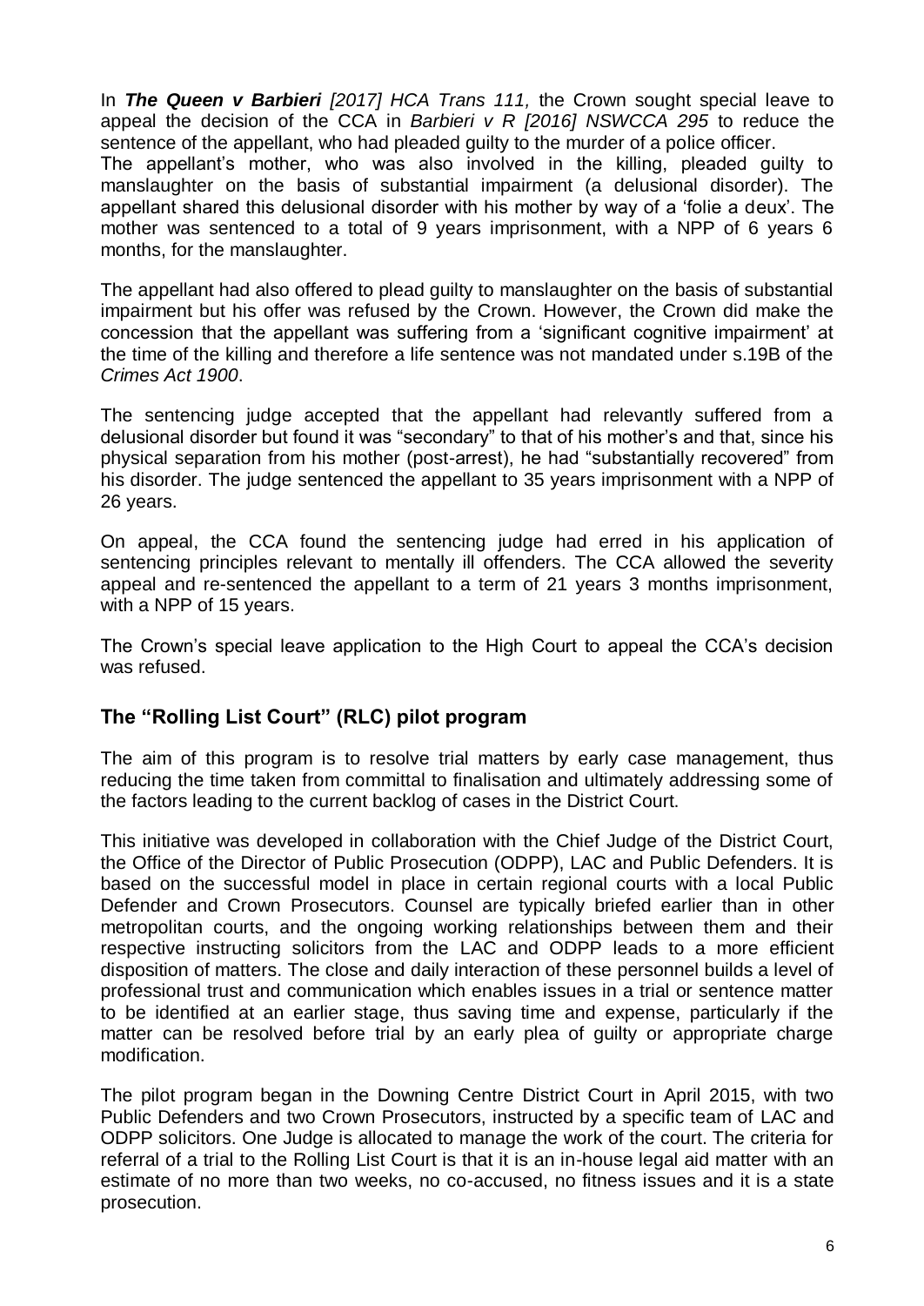In ***The Queen v Barbieri*** *[2017] HCA Trans 111,* the Crown sought special leave to appeal the decision of the CCA in *Barbieri v R [2016] NSWCCA 295* to reduce the sentence of the appellant, who had pleaded guilty to the murder of a police officer.
The appellant's mother, who was also involved in the killing, pleaded guilty to manslaughter on the basis of substantial impairment (a delusional disorder). The appellant shared this delusional disorder with his mother by way of a 'folie a deux'. The mother was sentenced to a total of 9 years imprisonment, with a NPP of 6 years 6 months, for the manslaughter.

The appellant had also offered to plead guilty to manslaughter on the basis of substantial impairment but his offer was refused by the Crown. However, the Crown did make the concession that the appellant was suffering from a 'significant cognitive impairment' at the time of the killing and therefore a life sentence was not mandated under s.19B of the *Crimes Act 1900*.

The sentencing judge accepted that the appellant had relevantly suffered from a delusional disorder but found it was "secondary" to that of his mother's and that, since his physical separation from his mother (post-arrest), he had "substantially recovered" from his disorder. The judge sentenced the appellant to 35 years imprisonment with a NPP of 26 years.

On appeal, the CCA found the sentencing judge had erred in his application of sentencing principles relevant to mentally ill offenders. The CCA allowed the severity appeal and re-sentenced the appellant to a term of 21 years 3 months imprisonment, with a NPP of 15 years.

The Crown's special leave application to the High Court to appeal the CCA's decision was refused.

## The "Rolling List Court" (RLC) pilot program

The aim of this program is to resolve trial matters by early case management, thus reducing the time taken from committal to finalisation and ultimately addressing some of the factors leading to the current backlog of cases in the District Court.

This initiative was developed in collaboration with the Chief Judge of the District Court, the Office of the Director of Public Prosecution (ODPP), LAC and Public Defenders. It is based on the successful model in place in certain regional courts with a local Public Defender and Crown Prosecutors. Counsel are typically briefed earlier than in other metropolitan courts, and the ongoing working relationships between them and their respective instructing solicitors from the LAC and ODPP leads to a more efficient disposition of matters. The close and daily interaction of these personnel builds a level of professional trust and communication which enables issues in a trial or sentence matter to be identified at an earlier stage, thus saving time and expense, particularly if the matter can be resolved before trial by an early plea of guilty or appropriate charge modification.

The pilot program began in the Downing Centre District Court in April 2015, with two Public Defenders and two Crown Prosecutors, instructed by a specific team of LAC and ODPP solicitors. One Judge is allocated to manage the work of the court. The criteria for referral of a trial to the Rolling List Court is that it is an in-house legal aid matter with an estimate of no more than two weeks, no co-accused, no fitness issues and it is a state prosecution.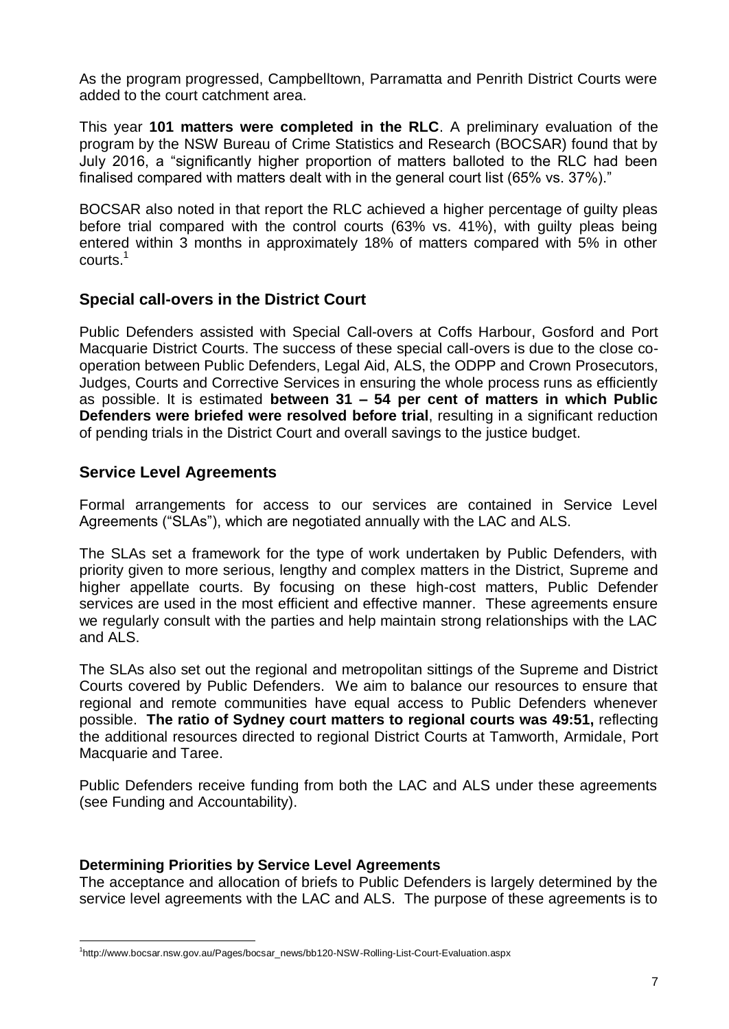As the program progressed, Campbelltown, Parramatta and Penrith District Courts were added to the court catchment area.

This year **101 matters were completed in the RLC**. A preliminary evaluation of the program by the NSW Bureau of Crime Statistics and Research (BOCSAR) found that by July 2016, a "significantly higher proportion of matters balloted to the RLC had been finalised compared with matters dealt with in the general court list (65% vs. 37%)."

BOCSAR also noted in that report the RLC achieved a higher percentage of guilty pleas before trial compared with the control courts (63% vs. 41%), with guilty pleas being entered within 3 months in approximately 18% of matters compared with 5% in other courts.[1]

## Special call-overs in the District Court

Public Defenders assisted with Special Call-overs at Coffs Harbour, Gosford and Port Macquarie District Courts. The success of these special call-overs is due to the close co-operation between Public Defenders, Legal Aid, ALS, the ODPP and Crown Prosecutors, Judges, Courts and Corrective Services in ensuring the whole process runs as efficiently as possible. It is estimated **between 31 – 54 per cent of matters in which Public Defenders were briefed were resolved before trial**, resulting in a significant reduction of pending trials in the District Court and overall savings to the justice budget.

## Service Level Agreements

Formal arrangements for access to our services are contained in Service Level Agreements ("SLAs"), which are negotiated annually with the LAC and ALS.

The SLAs set a framework for the type of work undertaken by Public Defenders, with priority given to more serious, lengthy and complex matters in the District, Supreme and higher appellate courts. By focusing on these high-cost matters, Public Defender services are used in the most efficient and effective manner. These agreements ensure we regularly consult with the parties and help maintain strong relationships with the LAC and ALS.

The SLAs also set out the regional and metropolitan sittings of the Supreme and District Courts covered by Public Defenders. We aim to balance our resources to ensure that regional and remote communities have equal access to Public Defenders whenever possible. **The ratio of Sydney court matters to regional courts was 49:51,** reflecting the additional resources directed to regional District Courts at Tamworth, Armidale, Port Macquarie and Taree.

Public Defenders receive funding from both the LAC and ALS under these agreements (see Funding and Accountability).

### Determining Priorities by Service Level Agreements

The acceptance and allocation of briefs to Public Defenders is largely determined by the service level agreements with the LAC and ALS. The purpose of these agreements is to

[1] http://www.bocsar.nsw.gov.au/Pages/bocsar_news/bb120-NSW-Rolling-List-Court-Evaluation.aspx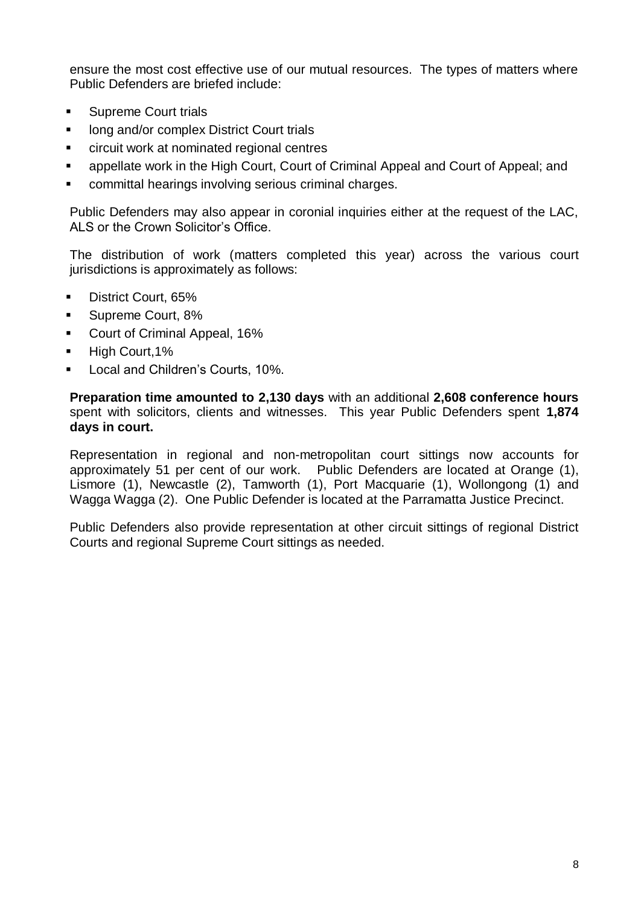ensure the most cost effective use of our mutual resources. The types of matters where Public Defenders are briefed include:

- Supreme Court trials
- long and/or complex District Court trials
- circuit work at nominated regional centres
- appellate work in the High Court, Court of Criminal Appeal and Court of Appeal; and
- committal hearings involving serious criminal charges.

Public Defenders may also appear in coronial inquiries either at the request of the LAC, ALS or the Crown Solicitor's Office.

The distribution of work (matters completed this year) across the various court jurisdictions is approximately as follows:

- District Court, 65%
- Supreme Court, 8%
- Court of Criminal Appeal, 16%
- High Court,1%
- Local and Children's Courts, 10%.

**Preparation time amounted to 2,130 days** with an additional **2,608 conference hours** spent with solicitors, clients and witnesses. This year Public Defenders spent **1,874 days in court.**

Representation in regional and non-metropolitan court sittings now accounts for approximately 51 per cent of our work. Public Defenders are located at Orange (1), Lismore (1), Newcastle (2), Tamworth (1), Port Macquarie (1), Wollongong (1) and Wagga Wagga (2). One Public Defender is located at the Parramatta Justice Precinct.

Public Defenders also provide representation at other circuit sittings of regional District Courts and regional Supreme Court sittings as needed.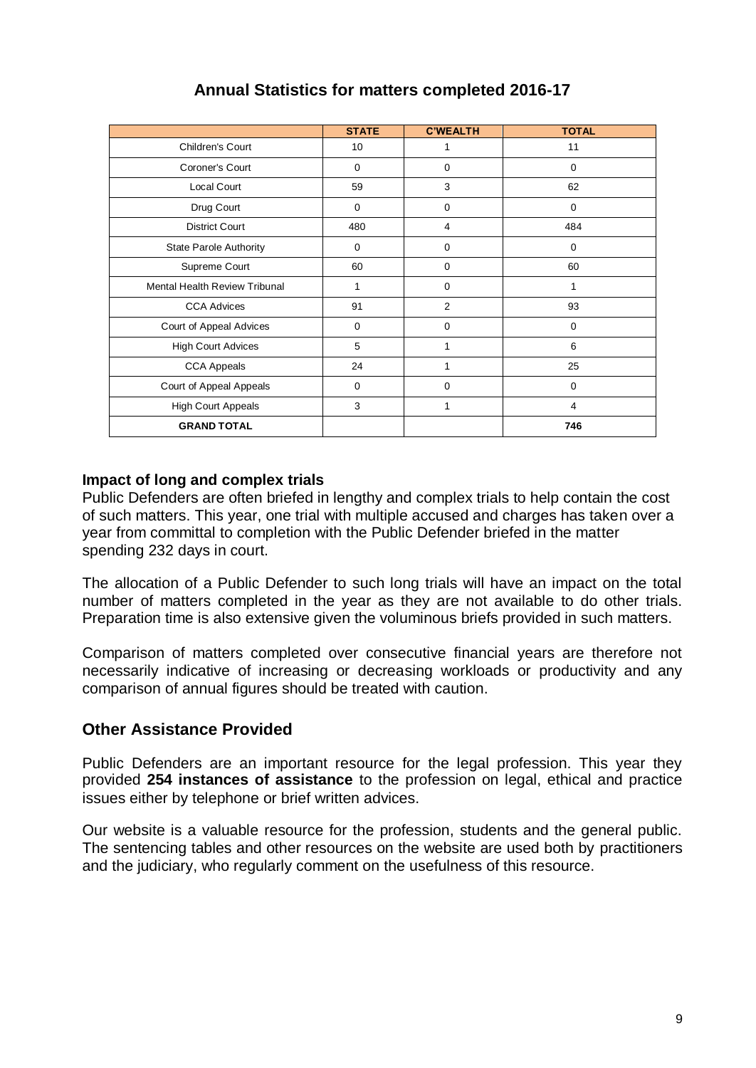## Annual Statistics for matters completed 2016-17

| | STATE | C'WEALTH | TOTAL |
|---|---|---|---|
| Children's Court | 10 | 1 | 11 |
| Coroner's Court | 0 | 0 | 0 |
| Local Court | 59 | 3 | 62 |
| Drug Court | 0 | 0 | 0 |
| District Court | 480 | 4 | 484 |
| State Parole Authority | 0 | 0 | 0 |
| Supreme Court | 60 | 0 | 60 |
| Mental Health Review Tribunal | 1 | 0 | 1 |
| CCA Advices | 91 | 2 | 93 |
| Court of Appeal Advices | 0 | 0 | 0 |
| High Court Advices | 5 | 1 | 6 |
| CCA Appeals | 24 | 1 | 25 |
| Court of Appeal Appeals | 0 | 0 | 0 |
| High Court Appeals | 3 | 1 | 4 |
| **GRAND TOTAL** | | | **746** |

### Impact of long and complex trials

Public Defenders are often briefed in lengthy and complex trials to help contain the cost of such matters. This year, one trial with multiple accused and charges has taken over a year from committal to completion with the Public Defender briefed in the matter spending 232 days in court.

The allocation of a Public Defender to such long trials will have an impact on the total number of matters completed in the year as they are not available to do other trials. Preparation time is also extensive given the voluminous briefs provided in such matters.

Comparison of matters completed over consecutive financial years are therefore not necessarily indicative of increasing or decreasing workloads or productivity and any comparison of annual figures should be treated with caution.

## Other Assistance Provided

Public Defenders are an important resource for the legal profession. This year they provided **254 instances of assistance** to the profession on legal, ethical and practice issues either by telephone or brief written advices.

Our website is a valuable resource for the profession, students and the general public. The sentencing tables and other resources on the website are used both by practitioners and the judiciary, who regularly comment on the usefulness of this resource.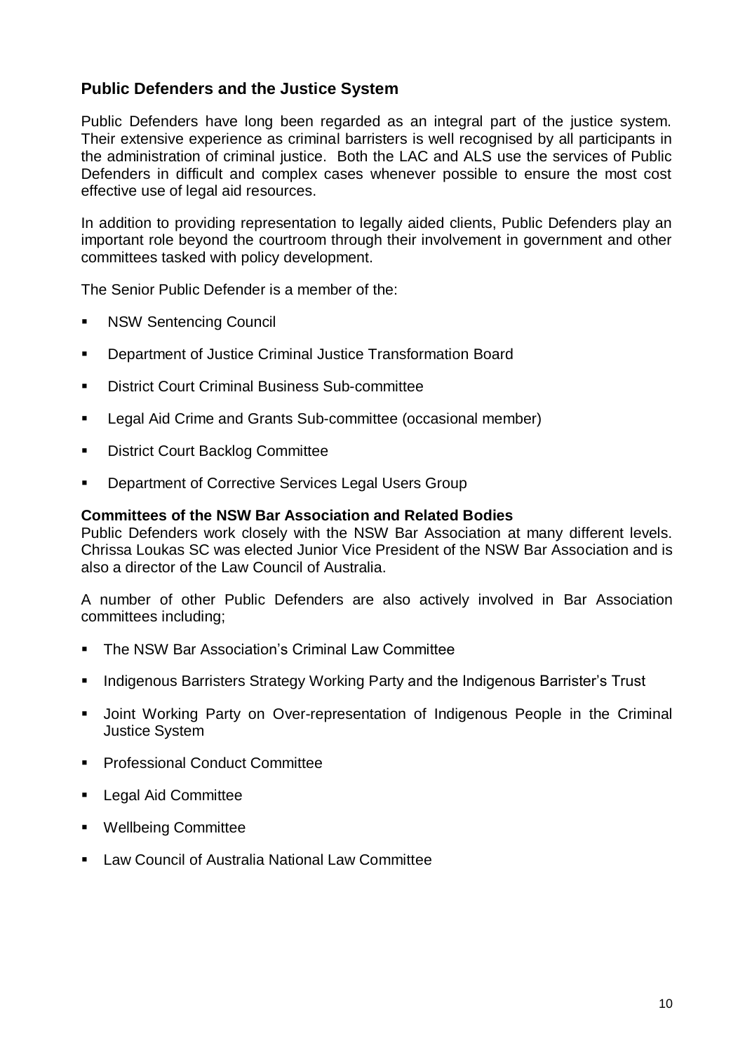## Public Defenders and the Justice System

Public Defenders have long been regarded as an integral part of the justice system. Their extensive experience as criminal barristers is well recognised by all participants in the administration of criminal justice. Both the LAC and ALS use the services of Public Defenders in difficult and complex cases whenever possible to ensure the most cost effective use of legal aid resources.

In addition to providing representation to legally aided clients, Public Defenders play an important role beyond the courtroom through their involvement in government and other committees tasked with policy development.

The Senior Public Defender is a member of the:

- NSW Sentencing Council
- Department of Justice Criminal Justice Transformation Board
- District Court Criminal Business Sub-committee
- Legal Aid Crime and Grants Sub-committee (occasional member)
- District Court Backlog Committee
- Department of Corrective Services Legal Users Group

**Committees of the NSW Bar Association and Related Bodies**

Public Defenders work closely with the NSW Bar Association at many different levels. Chrissa Loukas SC was elected Junior Vice President of the NSW Bar Association and is also a director of the Law Council of Australia.

A number of other Public Defenders are also actively involved in Bar Association committees including;

- The NSW Bar Association's Criminal Law Committee
- Indigenous Barristers Strategy Working Party and the Indigenous Barrister's Trust
- Joint Working Party on Over-representation of Indigenous People in the Criminal Justice System
- Professional Conduct Committee
- Legal Aid Committee
- Wellbeing Committee
- Law Council of Australia National Law Committee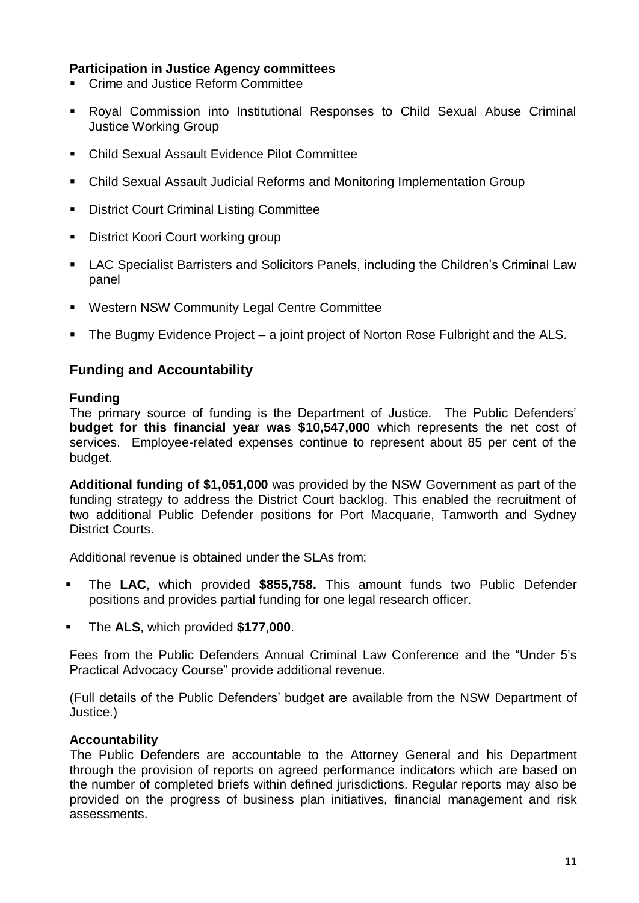### Participation in Justice Agency committees

- Crime and Justice Reform Committee
- Royal Commission into Institutional Responses to Child Sexual Abuse Criminal Justice Working Group
- Child Sexual Assault Evidence Pilot Committee
- Child Sexual Assault Judicial Reforms and Monitoring Implementation Group
- District Court Criminal Listing Committee
- District Koori Court working group
- LAC Specialist Barristers and Solicitors Panels, including the Children's Criminal Law panel
- Western NSW Community Legal Centre Committee
- The Bugmy Evidence Project – a joint project of Norton Rose Fulbright and the ALS.

## Funding and Accountability

### Funding

The primary source of funding is the Department of Justice. The Public Defenders' **budget for this financial year was $10,547,000** which represents the net cost of services. Employee-related expenses continue to represent about 85 per cent of the budget.

**Additional funding of $1,051,000** was provided by the NSW Government as part of the funding strategy to address the District Court backlog. This enabled the recruitment of two additional Public Defender positions for Port Macquarie, Tamworth and Sydney District Courts.

Additional revenue is obtained under the SLAs from:

- The **LAC**, which provided **$855,758.** This amount funds two Public Defender positions and provides partial funding for one legal research officer.
- The **ALS**, which provided **$177,000**.

Fees from the Public Defenders Annual Criminal Law Conference and the "Under 5's Practical Advocacy Course" provide additional revenue.

(Full details of the Public Defenders' budget are available from the NSW Department of Justice.)

### Accountability

The Public Defenders are accountable to the Attorney General and his Department through the provision of reports on agreed performance indicators which are based on the number of completed briefs within defined jurisdictions. Regular reports may also be provided on the progress of business plan initiatives, financial management and risk assessments.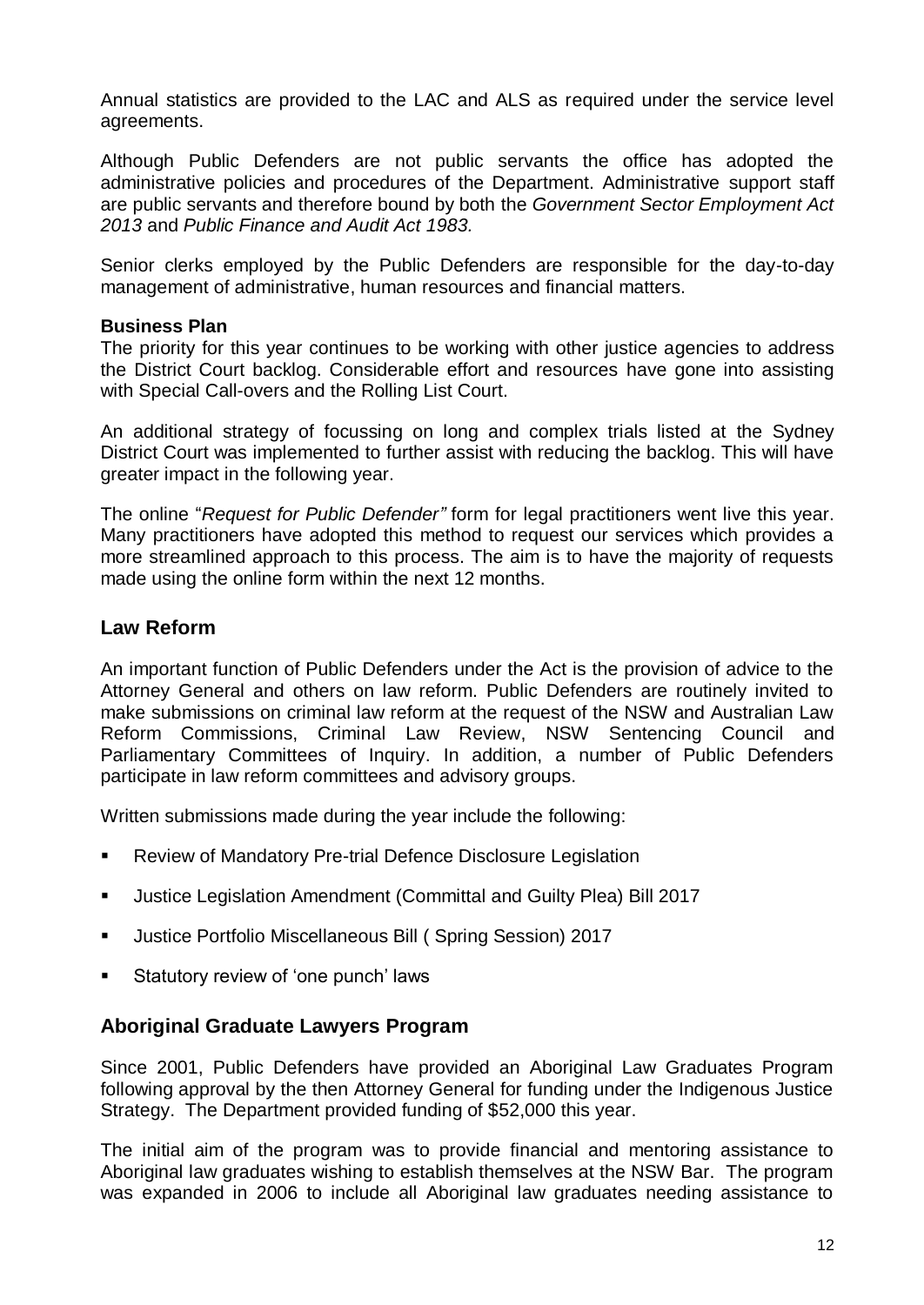Annual statistics are provided to the LAC and ALS as required under the service level agreements.

Although Public Defenders are not public servants the office has adopted the administrative policies and procedures of the Department. Administrative support staff are public servants and therefore bound by both the *Government Sector Employment Act 2013* and *Public Finance and Audit Act 1983.*

Senior clerks employed by the Public Defenders are responsible for the day-to-day management of administrative, human resources and financial matters.

**Business Plan**

The priority for this year continues to be working with other justice agencies to address the District Court backlog. Considerable effort and resources have gone into assisting with Special Call-overs and the Rolling List Court.

An additional strategy of focussing on long and complex trials listed at the Sydney District Court was implemented to further assist with reducing the backlog. This will have greater impact in the following year.

The online "*Request for Public Defender"* form for legal practitioners went live this year. Many practitioners have adopted this method to request our services which provides a more streamlined approach to this process. The aim is to have the majority of requests made using the online form within the next 12 months.

## Law Reform

An important function of Public Defenders under the Act is the provision of advice to the Attorney General and others on law reform. Public Defenders are routinely invited to make submissions on criminal law reform at the request of the NSW and Australian Law Reform Commissions, Criminal Law Review, NSW Sentencing Council and Parliamentary Committees of Inquiry. In addition, a number of Public Defenders participate in law reform committees and advisory groups.

Written submissions made during the year include the following:

- Review of Mandatory Pre-trial Defence Disclosure Legislation
- Justice Legislation Amendment (Committal and Guilty Plea) Bill 2017
- Justice Portfolio Miscellaneous Bill ( Spring Session) 2017
- Statutory review of 'one punch' laws

## Aboriginal Graduate Lawyers Program

Since 2001, Public Defenders have provided an Aboriginal Law Graduates Program following approval by the then Attorney General for funding under the Indigenous Justice Strategy. The Department provided funding of $52,000 this year.

The initial aim of the program was to provide financial and mentoring assistance to Aboriginal law graduates wishing to establish themselves at the NSW Bar. The program was expanded in 2006 to include all Aboriginal law graduates needing assistance to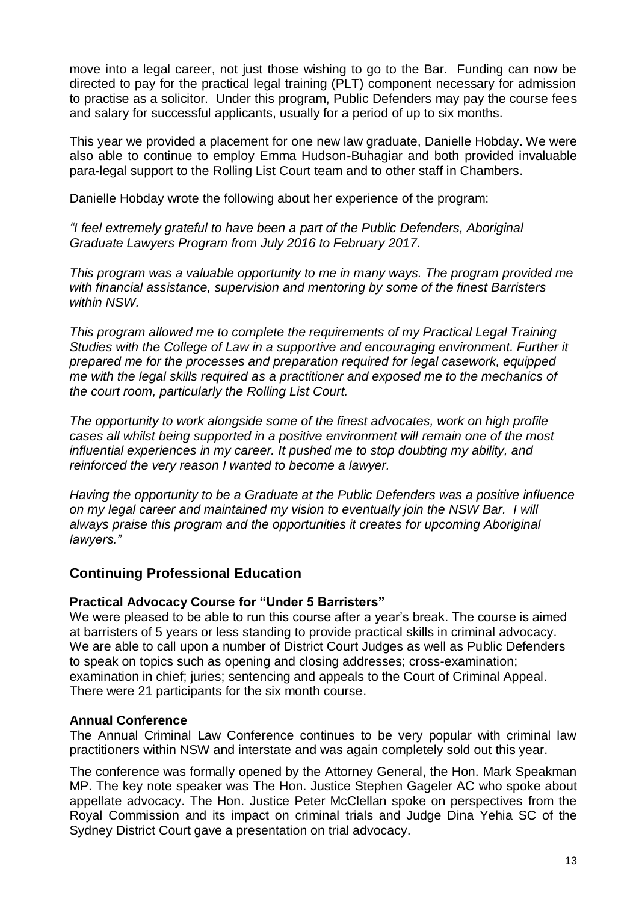move into a legal career, not just those wishing to go to the Bar. Funding can now be directed to pay for the practical legal training (PLT) component necessary for admission to practise as a solicitor. Under this program, Public Defenders may pay the course fees and salary for successful applicants, usually for a period of up to six months.

This year we provided a placement for one new law graduate, Danielle Hobday. We were also able to continue to employ Emma Hudson-Buhagiar and both provided invaluable para-legal support to the Rolling List Court team and to other staff in Chambers.

Danielle Hobday wrote the following about her experience of the program:

*"I feel extremely grateful to have been a part of the Public Defenders, Aboriginal Graduate Lawyers Program from July 2016 to February 2017.*

*This program was a valuable opportunity to me in many ways. The program provided me with financial assistance, supervision and mentoring by some of the finest Barristers within NSW.*

*This program allowed me to complete the requirements of my Practical Legal Training Studies with the College of Law in a supportive and encouraging environment. Further it prepared me for the processes and preparation required for legal casework, equipped me with the legal skills required as a practitioner and exposed me to the mechanics of the court room, particularly the Rolling List Court.*

*The opportunity to work alongside some of the finest advocates, work on high profile cases all whilst being supported in a positive environment will remain one of the most influential experiences in my career. It pushed me to stop doubting my ability, and reinforced the very reason I wanted to become a lawyer.*

*Having the opportunity to be a Graduate at the Public Defenders was a positive influence on my legal career and maintained my vision to eventually join the NSW Bar. I will always praise this program and the opportunities it creates for upcoming Aboriginal lawyers."*

## Continuing Professional Education

### Practical Advocacy Course for "Under 5 Barristers"

We were pleased to be able to run this course after a year's break. The course is aimed at barristers of 5 years or less standing to provide practical skills in criminal advocacy. We are able to call upon a number of District Court Judges as well as Public Defenders to speak on topics such as opening and closing addresses; cross-examination; examination in chief; juries; sentencing and appeals to the Court of Criminal Appeal. There were 21 participants for the six month course.

### Annual Conference

The Annual Criminal Law Conference continues to be very popular with criminal law practitioners within NSW and interstate and was again completely sold out this year.

The conference was formally opened by the Attorney General, the Hon. Mark Speakman MP. The key note speaker was The Hon. Justice Stephen Gageler AC who spoke about appellate advocacy. The Hon. Justice Peter McClellan spoke on perspectives from the Royal Commission and its impact on criminal trials and Judge Dina Yehia SC of the Sydney District Court gave a presentation on trial advocacy.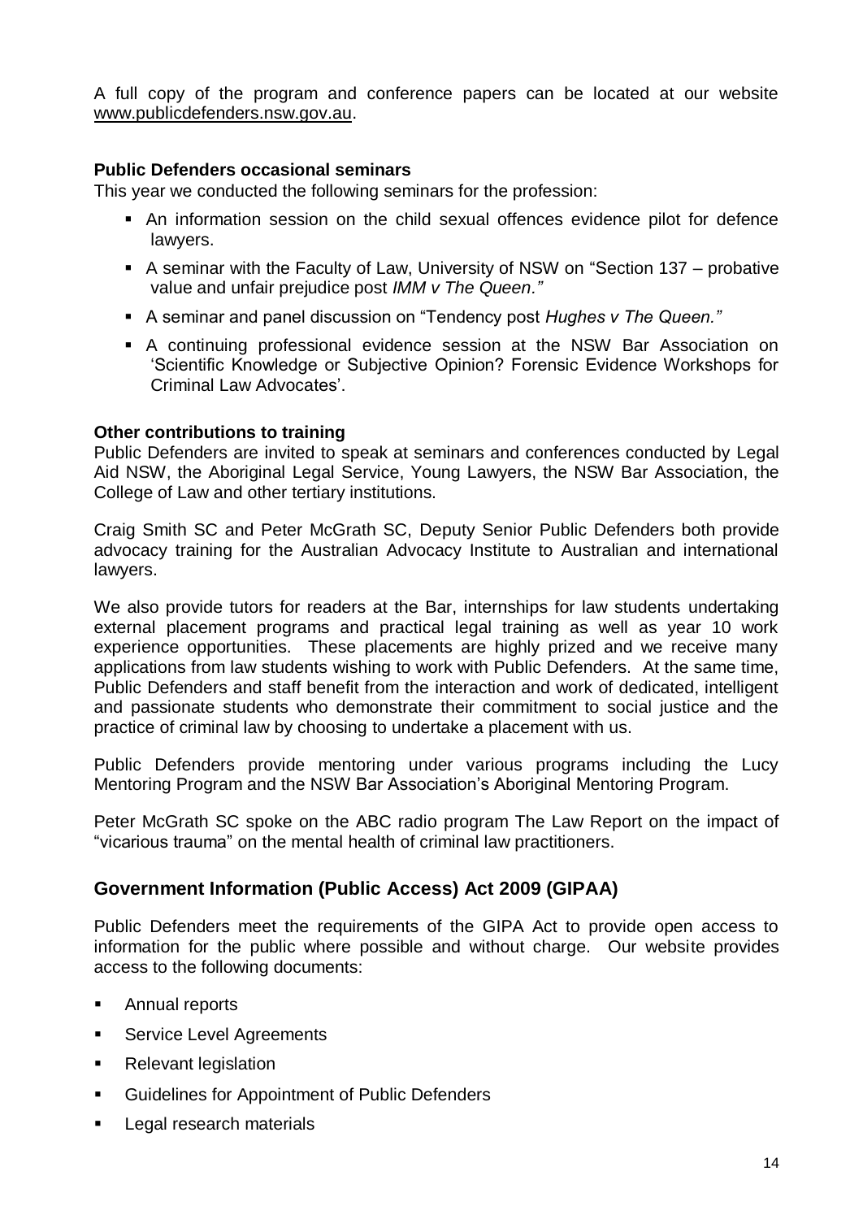A full copy of the program and conference papers can be located at our website www.publicdefenders.nsw.gov.au.

**Public Defenders occasional seminars**

This year we conducted the following seminars for the profession:

- An information session on the child sexual offences evidence pilot for defence lawyers.
- A seminar with the Faculty of Law, University of NSW on "Section 137 – probative value and unfair prejudice post *IMM v The Queen."*
- A seminar and panel discussion on "Tendency post *Hughes v The Queen."*
- A continuing professional evidence session at the NSW Bar Association on 'Scientific Knowledge or Subjective Opinion? Forensic Evidence Workshops for Criminal Law Advocates'.

**Other contributions to training**

Public Defenders are invited to speak at seminars and conferences conducted by Legal Aid NSW, the Aboriginal Legal Service, Young Lawyers, the NSW Bar Association, the College of Law and other tertiary institutions.

Craig Smith SC and Peter McGrath SC, Deputy Senior Public Defenders both provide advocacy training for the Australian Advocacy Institute to Australian and international lawyers.

We also provide tutors for readers at the Bar, internships for law students undertaking external placement programs and practical legal training as well as year 10 work experience opportunities. These placements are highly prized and we receive many applications from law students wishing to work with Public Defenders. At the same time, Public Defenders and staff benefit from the interaction and work of dedicated, intelligent and passionate students who demonstrate their commitment to social justice and the practice of criminal law by choosing to undertake a placement with us.

Public Defenders provide mentoring under various programs including the Lucy Mentoring Program and the NSW Bar Association's Aboriginal Mentoring Program.

Peter McGrath SC spoke on the ABC radio program The Law Report on the impact of "vicarious trauma" on the mental health of criminal law practitioners.

## Government Information (Public Access) Act 2009 (GIPAA)

Public Defenders meet the requirements of the GIPA Act to provide open access to information for the public where possible and without charge. Our website provides access to the following documents:

- Annual reports
- Service Level Agreements
- Relevant legislation
- Guidelines for Appointment of Public Defenders
- Legal research materials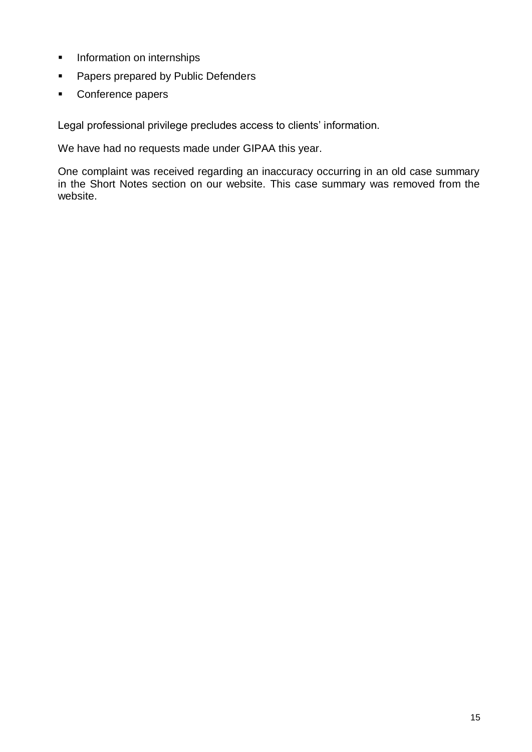- Information on internships
- Papers prepared by Public Defenders
- Conference papers

Legal professional privilege precludes access to clients' information.

We have had no requests made under GIPAA this year.

One complaint was received regarding an inaccuracy occurring in an old case summary in the Short Notes section on our website. This case summary was removed from the website.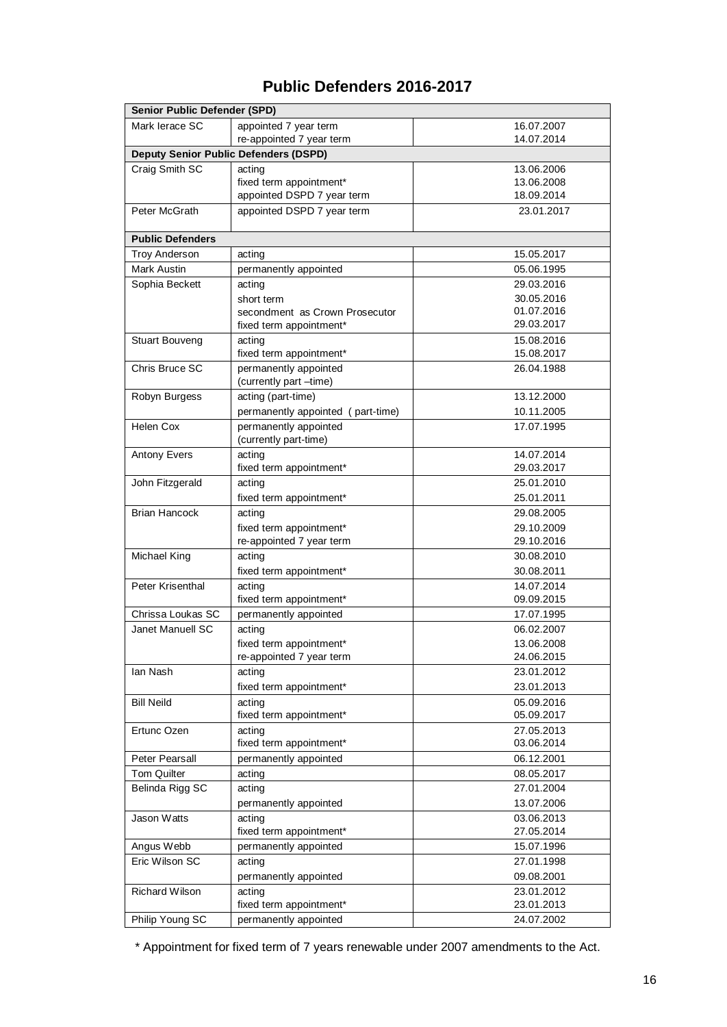# Public Defenders 2016-2017

| Name | Appointment | Date |
|---|---|---|
| **Senior Public Defender (SPD)** | | |
| Mark Ierace SC | appointed 7 year term<br>re-appointed 7 year term | 16.07.2007<br>14.07.2014 |
| **Deputy Senior Public Defenders (DSPD)** | | |
| Craig Smith SC | acting<br>fixed term appointment*<br>appointed DSPD 7 year term | 13.06.2006<br>13.06.2008<br>18.09.2014 |
| Peter McGrath | appointed DSPD 7 year term | 23.01.2017 |
| **Public Defenders** | | |
| Troy Anderson | acting | 15.05.2017 |
| Mark Austin | permanently appointed | 05.06.1995 |
| Sophia Beckett | acting<br>short term<br>secondment as Crown Prosecutor<br>fixed term appointment* | 29.03.2016<br>30.05.2016<br>01.07.2016<br>29.03.2017 |
| Stuart Bouveng | acting<br>fixed term appointment* | 15.08.2016<br>15.08.2017 |
| Chris Bruce SC | permanently appointed<br>(currently part –time) | 26.04.1988 |
| Robyn Burgess | acting (part-time)<br>permanently appointed ( part-time) | 13.12.2000<br>10.11.2005 |
| Helen Cox | permanently appointed<br>(currently part-time) | 17.07.1995 |
| Antony Evers | acting<br>fixed term appointment* | 14.07.2014<br>29.03.2017 |
| John Fitzgerald | acting<br>fixed term appointment* | 25.01.2010<br>25.01.2011 |
| Brian Hancock | acting<br>fixed term appointment*<br>re-appointed 7 year term | 29.08.2005<br>29.10.2009<br>29.10.2016 |
| Michael King | acting<br>fixed term appointment* | 30.08.2010<br>30.08.2011 |
| Peter Krisenthal | acting<br>fixed term appointment* | 14.07.2014<br>09.09.2015 |
| Chrissa Loukas SC | permanently appointed | 17.07.1995 |
| Janet Manuell SC | acting<br>fixed term appointment*<br>re-appointed 7 year term | 06.02.2007<br>13.06.2008<br>24.06.2015 |
| Ian Nash | acting<br>fixed term appointment* | 23.01.2012<br>23.01.2013 |
| Bill Neild | acting<br>fixed term appointment* | 05.09.2016<br>05.09.2017 |
| Ertunc Ozen | acting<br>fixed term appointment* | 27.05.2013<br>03.06.2014 |
| Peter Pearsall | permanently appointed | 06.12.2001 |
| Tom Quilter | acting | 08.05.2017 |
| Belinda Rigg SC | acting<br>permanently appointed | 27.01.2004<br>13.07.2006 |
| Jason Watts | acting<br>fixed term appointment* | 03.06.2013<br>27.05.2014 |
| Angus Webb | permanently appointed | 15.07.1996 |
| Eric Wilson SC | acting<br>permanently appointed | 27.01.1998<br>09.08.2001 |
| Richard Wilson | acting<br>fixed term appointment* | 23.01.2012<br>23.01.2013 |
| Philip Young SC | permanently appointed | 24.07.2002 |

\* Appointment for fixed term of 7 years renewable under 2007 amendments to the Act.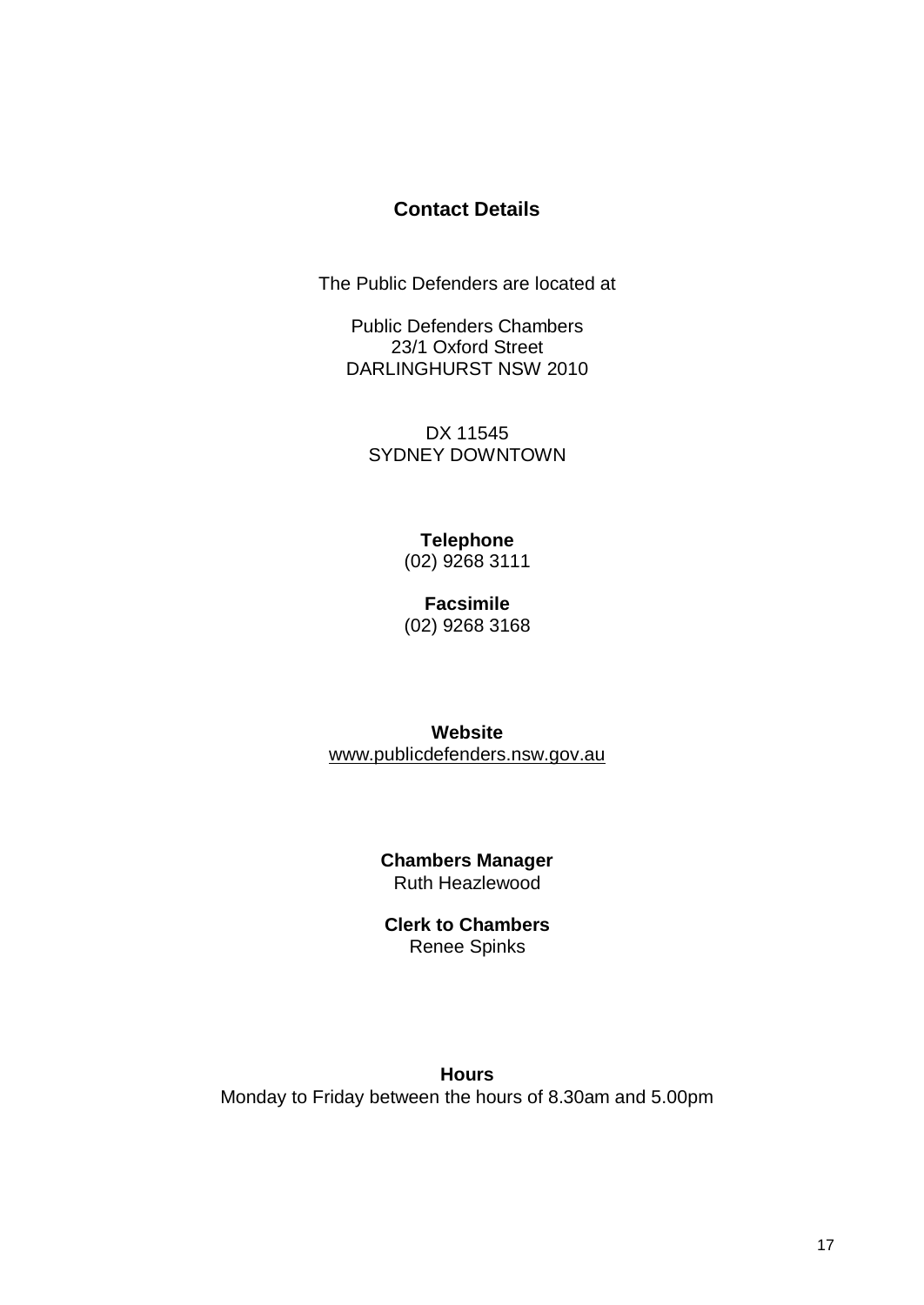## Contact Details

The Public Defenders are located at

Public Defenders Chambers
23/1 Oxford Street
DARLINGHURST NSW 2010

DX 11545
SYDNEY DOWNTOWN

**Telephone**
(02) 9268 3111

**Facsimile**
(02) 9268 3168

**Website**
www.publicdefenders.nsw.gov.au

**Chambers Manager**
Ruth Heazlewood

**Clerk to Chambers**
Renee Spinks

**Hours**
Monday to Friday between the hours of 8.30am and 5.00pm